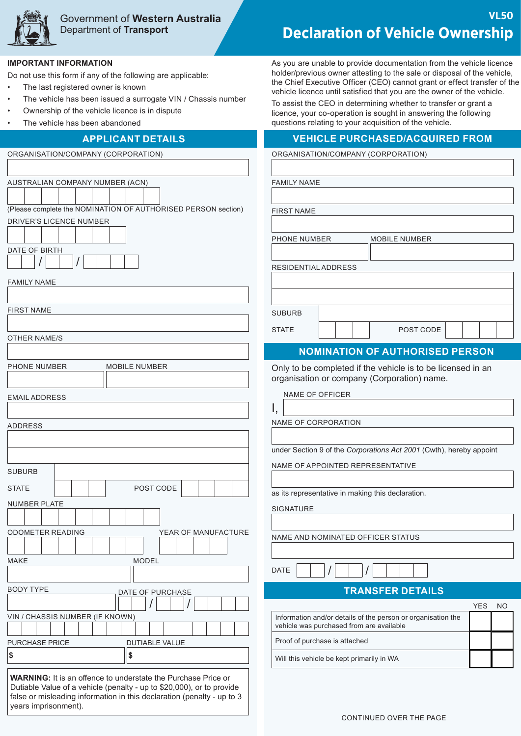Government of **Western Australia**
Department of **Transport**

VL50

# Declaration of Vehicle Ownership

**IMPORTANT INFORMATION**

Do not use this form if any of the following are applicable:

- The last registered owner is known
- The vehicle has been issued a surrogate VIN / Chassis number
- Ownership of the vehicle licence is in dispute
- The vehicle has been abandoned

As you are unable to provide documentation from the vehicle licence holder/previous owner attesting to the sale or disposal of the vehicle, the Chief Executive Officer (CEO) cannot grant or effect transfer of the vehicle licence until satisfied that you are the owner of the vehicle.

To assist the CEO in determining whether to transfer or grant a licence, your co-operation is sought in answering the following questions relating to your acquisition of the vehicle.

## APPLICANT DETAILS

ORGANISATION/COMPANY (CORPORATION)

AUSTRALIAN COMPANY NUMBER (ACN)

(Please complete the NOMINATION OF AUTHORISED PERSON section)

DRIVER'S LICENCE NUMBER

DATE OF BIRTH &nbsp; / &nbsp; /

FAMILY NAME

FIRST NAME

OTHER NAME/S

PHONE NUMBER &nbsp;&nbsp; MOBILE NUMBER

EMAIL ADDRESS

ADDRESS

SUBURB

STATE &nbsp;&nbsp; POST CODE

NUMBER PLATE

ODOMETER READING &nbsp;&nbsp; YEAR OF MANUFACTURE

MAKE &nbsp;&nbsp; MODEL

BODY TYPE &nbsp;&nbsp; DATE OF PURCHASE &nbsp; / &nbsp; /

VIN / CHASSIS NUMBER (IF KNOWN)

PURCHASE PRICE &nbsp; $ &nbsp;&nbsp; DUTIABLE VALUE &nbsp; $

**WARNING:** It is an offence to understate the Purchase Price or Dutiable Value of a vehicle (penalty - up to $20,000), or to provide false or misleading information in this declaration (penalty - up to 3 years imprisonment).

## VEHICLE PURCHASED/ACQUIRED FROM

ORGANISATION/COMPANY (CORPORATION)

FAMILY NAME

FIRST NAME

PHONE NUMBER &nbsp;&nbsp; MOBILE NUMBER

RESIDENTIAL ADDRESS

SUBURB

STATE &nbsp;&nbsp; POST CODE

## NOMINATION OF AUTHORISED PERSON

Only to be completed if the vehicle is to be licensed in an organisation or company (Corporation) name.

I, NAME OF OFFICER

NAME OF CORPORATION

under Section 9 of the *Corporations Act 2001* (Cwth), hereby appoint

NAME OF APPOINTED REPRESENTATIVE

as its representative in making this declaration.

SIGNATURE

NAME AND NOMINATED OFFICER STATUS

DATE &nbsp; / &nbsp; /

## TRANSFER DETAILS

| | YES | NO |
|---|---|---|
| Information and/or details of the person or organisation the vehicle was purchased from are available | | |
| Proof of purchase is attached | | |
| Will this vehicle be kept primarily in WA | | |

CONTINUED OVER THE PAGE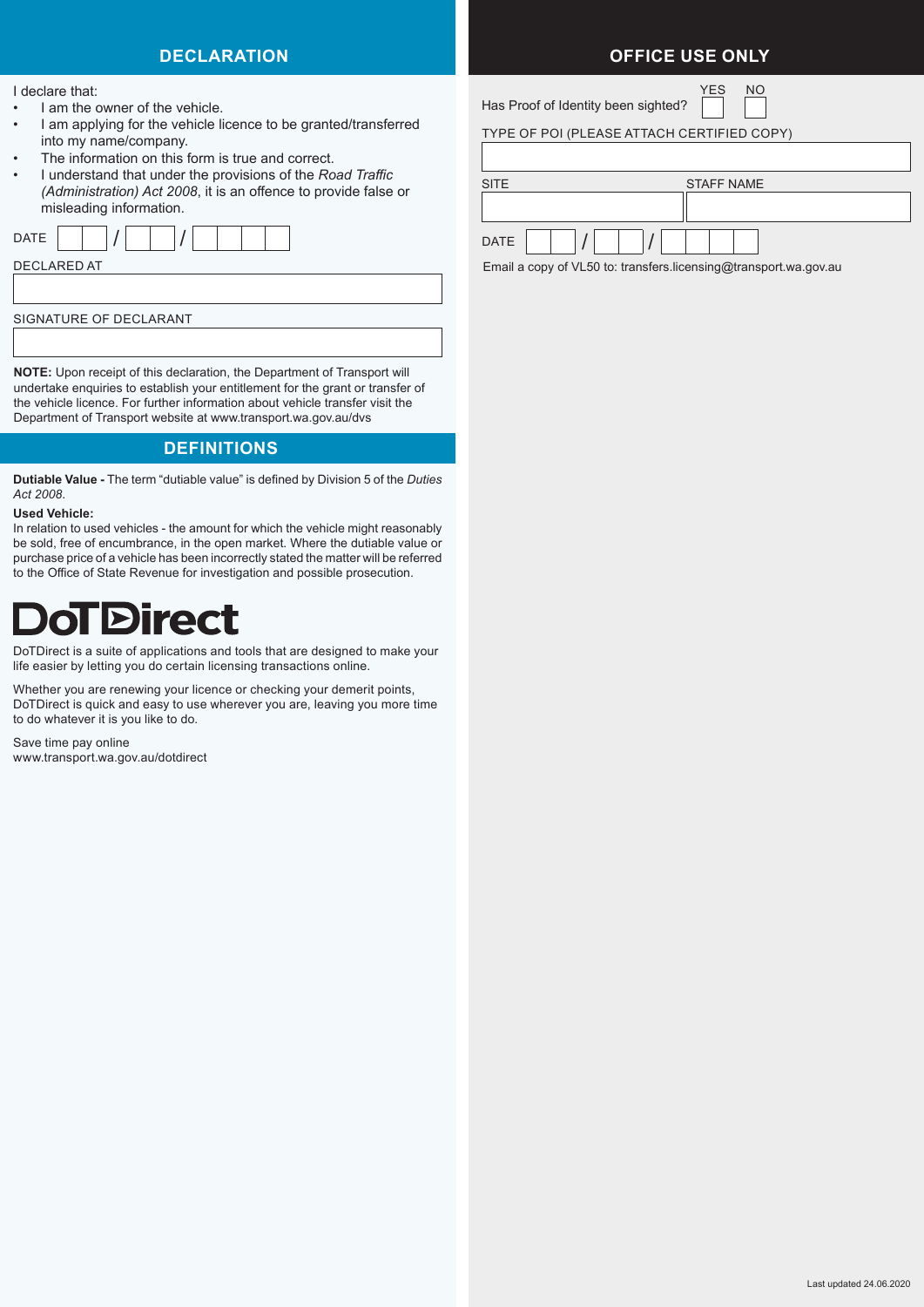## DECLARATION

I declare that:

- I am the owner of the vehicle.
- I am applying for the vehicle licence to be granted/transferred into my name/company.
- The information on this form is true and correct.
- I understand that under the provisions of the *Road Traffic (Administration) Act 2008*, it is an offence to provide false or misleading information.

DATE ____ / ____ / ________

DECLARED AT

SIGNATURE OF DECLARANT

**NOTE:** Upon receipt of this declaration, the Department of Transport will undertake enquiries to establish your entitlement for the grant or transfer of the vehicle licence. For further information about vehicle transfer visit the Department of Transport website at www.transport.wa.gov.au/dvs

## DEFINITIONS

**Dutiable Value -** The term "dutiable value" is defined by Division 5 of the *Duties Act 2008.*

**Used Vehicle:**
In relation to used vehicles - the amount for which the vehicle might reasonably be sold, free of encumbrance, in the open market. Where the dutiable value or purchase price of a vehicle has been incorrectly stated the matter will be referred to the Office of State Revenue for investigation and possible prosecution.

**DoTDirect**

DoTDirect is a suite of applications and tools that are designed to make your life easier by letting you do certain licensing transactions online.

Whether you are renewing your licence or checking your demerit points, DoTDirect is quick and easy to use wherever you are, leaving you more time to do whatever it is you like to do.

Save time pay online
www.transport.wa.gov.au/dotdirect

## OFFICE USE ONLY

Has Proof of Identity been sighted? YES ☐ NO ☐

TYPE OF POI (PLEASE ATTACH CERTIFIED COPY)

SITE

STAFF NAME

DATE ____ / ____ / ________

Email a copy of VL50 to: transfers.licensing@transport.wa.gov.au

Last updated 24.06.2020